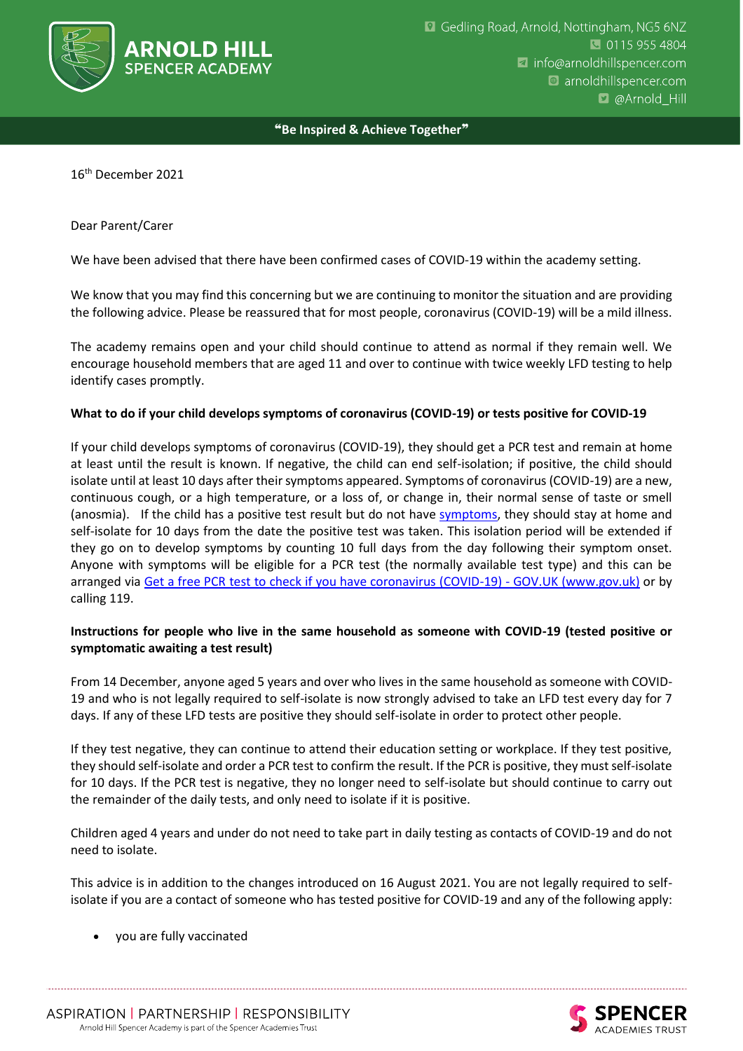ARNOLD HILL SPENCER ACADEMY

Gedling Road, Arnold, Nottingham, NG5 6NZ
0115 955 4804
info@arnoldhillspencer.com
arnoldhillspencer.com
@Arnold_Hill

**"Be Inspired & Achieve Together"**

16th December 2021

Dear Parent/Carer

We have been advised that there have been confirmed cases of COVID-19 within the academy setting.

We know that you may find this concerning but we are continuing to monitor the situation and are providing the following advice. Please be reassured that for most people, coronavirus (COVID-19) will be a mild illness.

The academy remains open and your child should continue to attend as normal if they remain well. We encourage household members that are aged 11 and over to continue with twice weekly LFD testing to help identify cases promptly.

**What to do if your child develops symptoms of coronavirus (COVID-19) or tests positive for COVID-19**

If your child develops symptoms of coronavirus (COVID-19), they should get a PCR test and remain at home at least until the result is known. If negative, the child can end self-isolation; if positive, the child should isolate until at least 10 days after their symptoms appeared. Symptoms of coronavirus (COVID-19) are a new, continuous cough, or a high temperature, or a loss of, or change in, their normal sense of taste or smell (anosmia). If the child has a positive test result but do not have symptoms, they should stay at home and self-isolate for 10 days from the date the positive test was taken. This isolation period will be extended if they go on to develop symptoms by counting 10 full days from the day following their symptom onset. Anyone with symptoms will be eligible for a PCR test (the normally available test type) and this can be arranged via Get a free PCR test to check if you have coronavirus (COVID-19) - GOV.UK (www.gov.uk) or by calling 119.

**Instructions for people who live in the same household as someone with COVID-19 (tested positive or symptomatic awaiting a test result)**

From 14 December, anyone aged 5 years and over who lives in the same household as someone with COVID-19 and who is not legally required to self-isolate is now strongly advised to take an LFD test every day for 7 days. If any of these LFD tests are positive they should self-isolate in order to protect other people.

If they test negative, they can continue to attend their education setting or workplace. If they test positive, they should self-isolate and order a PCR test to confirm the result. If the PCR is positive, they must self-isolate for 10 days. If the PCR test is negative, they no longer need to self-isolate but should continue to carry out the remainder of the daily tests, and only need to isolate if it is positive.

Children aged 4 years and under do not need to take part in daily testing as contacts of COVID-19 and do not need to isolate.

This advice is in addition to the changes introduced on 16 August 2021. You are not legally required to self-isolate if you are a contact of someone who has tested positive for COVID-19 and any of the following apply:

- you are fully vaccinated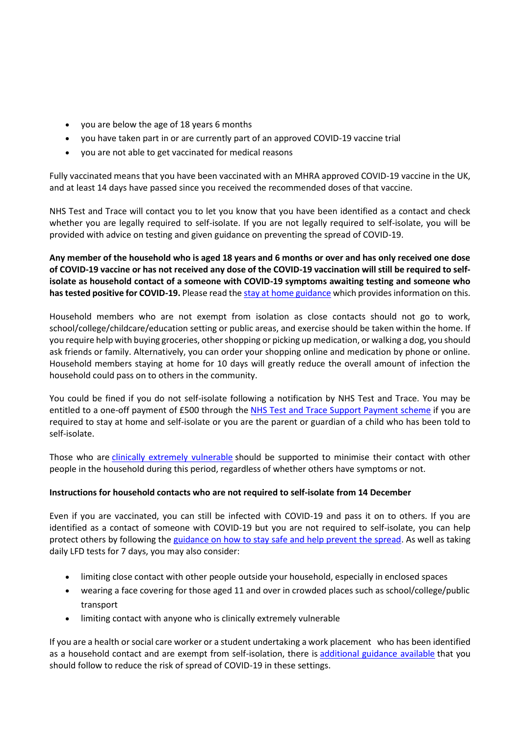- you are below the age of 18 years 6 months
- you have taken part in or are currently part of an approved COVID-19 vaccine trial
- you are not able to get vaccinated for medical reasons

Fully vaccinated means that you have been vaccinated with an MHRA approved COVID-19 vaccine in the UK, and at least 14 days have passed since you received the recommended doses of that vaccine.

NHS Test and Trace will contact you to let you know that you have been identified as a contact and check whether you are legally required to self-isolate. If you are not legally required to self-isolate, you will be provided with advice on testing and given guidance on preventing the spread of COVID-19.

**Any member of the household who is aged 18 years and 6 months or over and has only received one dose of COVID-19 vaccine or has not received any dose of the COVID-19 vaccination will still be required to self-isolate as household contact of a someone with COVID-19 symptoms awaiting testing and someone who has tested positive for COVID-19.** Please read the stay at home guidance which provides information on this.

Household members who are not exempt from isolation as close contacts should not go to work, school/college/childcare/education setting or public areas, and exercise should be taken within the home. If you require help with buying groceries, other shopping or picking up medication, or walking a dog, you should ask friends or family. Alternatively, you can order your shopping online and medication by phone or online. Household members staying at home for 10 days will greatly reduce the overall amount of infection the household could pass on to others in the community.

You could be fined if you do not self-isolate following a notification by NHS Test and Trace. You may be entitled to a one-off payment of £500 through the NHS Test and Trace Support Payment scheme if you are required to stay at home and self-isolate or you are the parent or guardian of a child who has been told to self-isolate.

Those who are clinically extremely vulnerable should be supported to minimise their contact with other people in the household during this period, regardless of whether others have symptoms or not.

**Instructions for household contacts who are not required to self-isolate from 14 December**

Even if you are vaccinated, you can still be infected with COVID-19 and pass it on to others. If you are identified as a contact of someone with COVID-19 but you are not required to self-isolate, you can help protect others by following the guidance on how to stay safe and help prevent the spread. As well as taking daily LFD tests for 7 days, you may also consider:

- limiting close contact with other people outside your household, especially in enclosed spaces
- wearing a face covering for those aged 11 and over in crowded places such as school/college/public transport
- limiting contact with anyone who is clinically extremely vulnerable

If you are a health or social care worker or a student undertaking a work placement who has been identified as a household contact and are exempt from self-isolation, there is additional guidance available that you should follow to reduce the risk of spread of COVID-19 in these settings.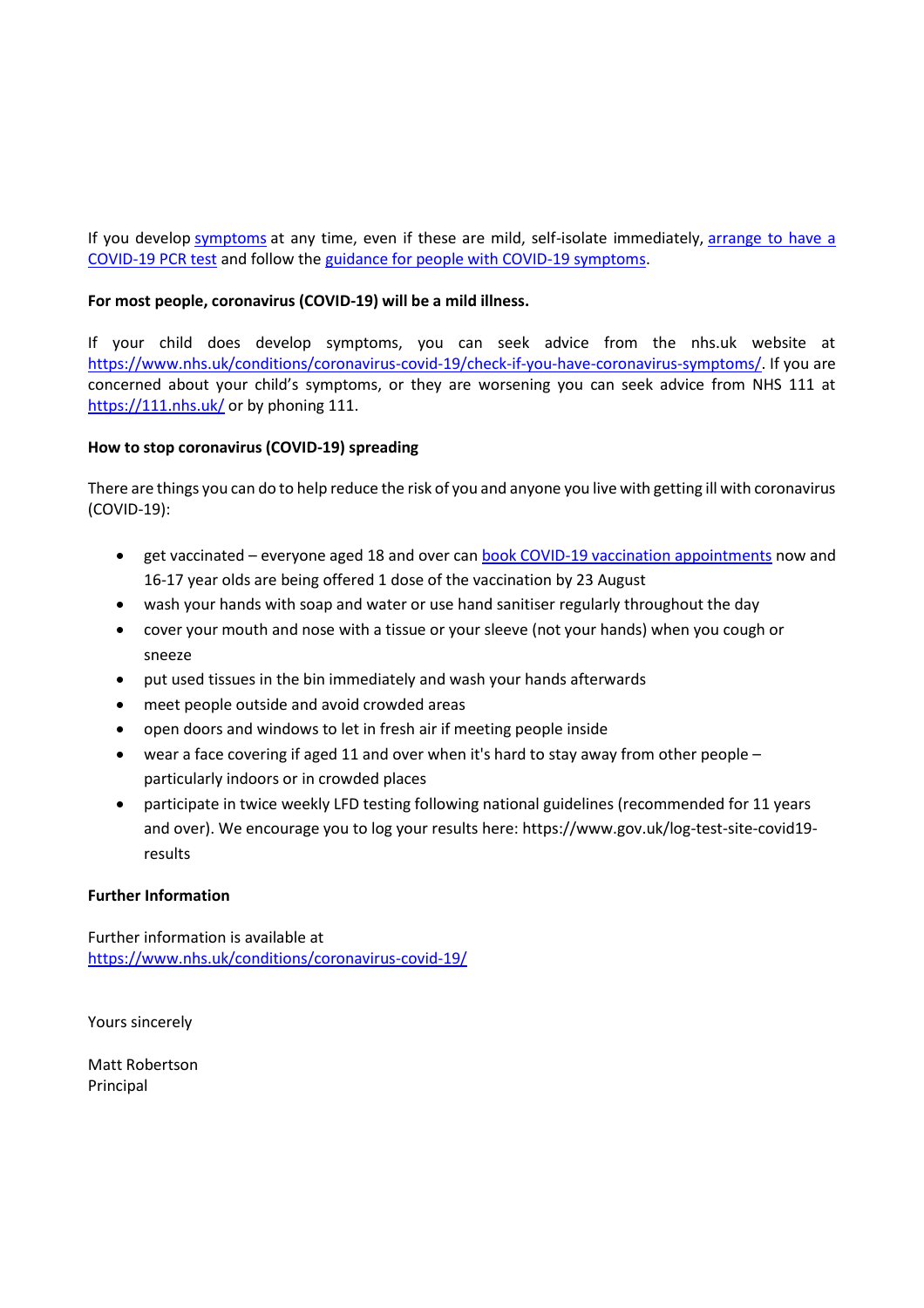If you develop [symptoms] at any time, even if these are mild, self-isolate immediately, [arrange to have a COVID-19 PCR test] and follow the [guidance for people with COVID-19 symptoms].

**For most people, coronavirus (COVID-19) will be a mild illness.**

If your child does develop symptoms, you can seek advice from the nhs.uk website at https://www.nhs.uk/conditions/coronavirus-covid-19/check-if-you-have-coronavirus-symptoms/. If you are concerned about your child's symptoms, or they are worsening you can seek advice from NHS 111 at https://111.nhs.uk/ or by phoning 111.

**How to stop coronavirus (COVID-19) spreading**

There are things you can do to help reduce the risk of you and anyone you live with getting ill with coronavirus (COVID-19):

- get vaccinated – everyone aged 18 and over can [book COVID-19 vaccination appointments] now and 16-17 year olds are being offered 1 dose of the vaccination by 23 August
- wash your hands with soap and water or use hand sanitiser regularly throughout the day
- cover your mouth and nose with a tissue or your sleeve (not your hands) when you cough or sneeze
- put used tissues in the bin immediately and wash your hands afterwards
- meet people outside and avoid crowded areas
- open doors and windows to let in fresh air if meeting people inside
- wear a face covering if aged 11 and over when it's hard to stay away from other people – particularly indoors or in crowded places
- participate in twice weekly LFD testing following national guidelines (recommended for 11 years and over). We encourage you to log your results here: https://www.gov.uk/log-test-site-covid19-results

**Further Information**

Further information is available at
https://www.nhs.uk/conditions/coronavirus-covid-19/

Yours sincerely

Matt Robertson
Principal